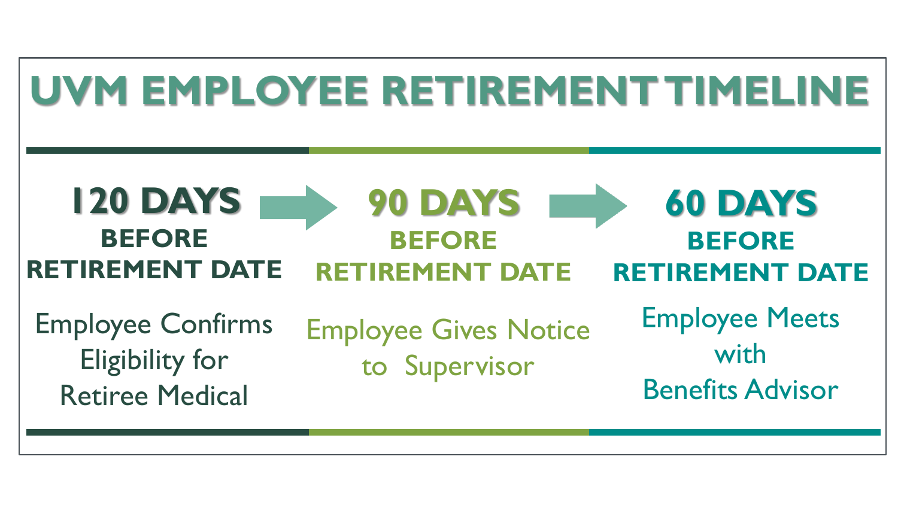# UVM EMPLOYEE RETIREMENT TIMELINE

**120 DAYS**
**BEFORE RETIREMENT DATE**

Employee Confirms Eligibility for Retiree Medical

→

**90 DAYS**
**BEFORE RETIREMENT DATE**

Employee Gives Notice to Supervisor

→

**60 DAYS**
**BEFORE RETIREMENT DATE**

Employee Meets with Benefits Advisor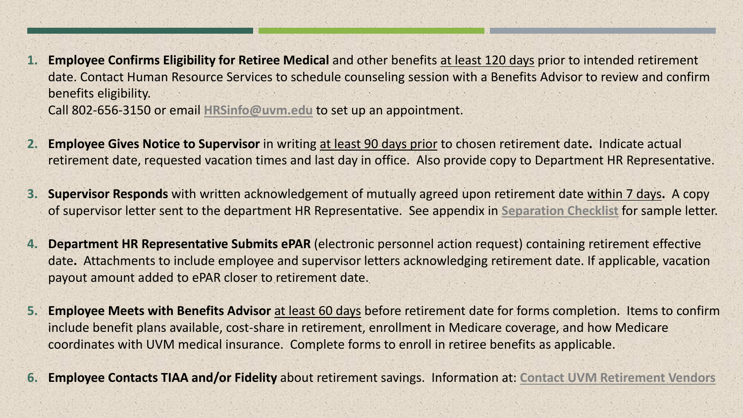1. **Employee Confirms Eligibility for Retiree Medical** and other benefits <u>at least 120 days</u> prior to intended retirement date. Contact Human Resource Services to schedule counseling session with a Benefits Advisor to review and confirm benefits eligibility.
   Call 802-656-3150 or email **HRSinfo@uvm.edu** to set up an appointment.

2. **Employee Gives Notice to Supervisor** in writing <u>at least 90 days prior</u> to chosen retirement date**.** Indicate actual retirement date, requested vacation times and last day in office. Also provide copy to Department HR Representative.

3. **Supervisor Responds** with written acknowledgement of mutually agreed upon retirement date <u>within 7 days</u>**.** A copy of supervisor letter sent to the department HR Representative. See appendix in **Separation Checklist** for sample letter.

4. **Department HR Representative Submits ePAR** (electronic personnel action request) containing retirement effective date**.** Attachments to include employee and supervisor letters acknowledging retirement date. If applicable, vacation payout amount added to ePAR closer to retirement date.

5. **Employee Meets with Benefits Advisor** <u>at least 60 days</u> before retirement date for forms completion. Items to confirm include benefit plans available, cost-share in retirement, enrollment in Medicare coverage, and how Medicare coordinates with UVM medical insurance. Complete forms to enroll in retiree benefits as applicable.

6. **Employee Contacts TIAA and/or Fidelity** about retirement savings. Information at: **Contact UVM Retirement Vendors**